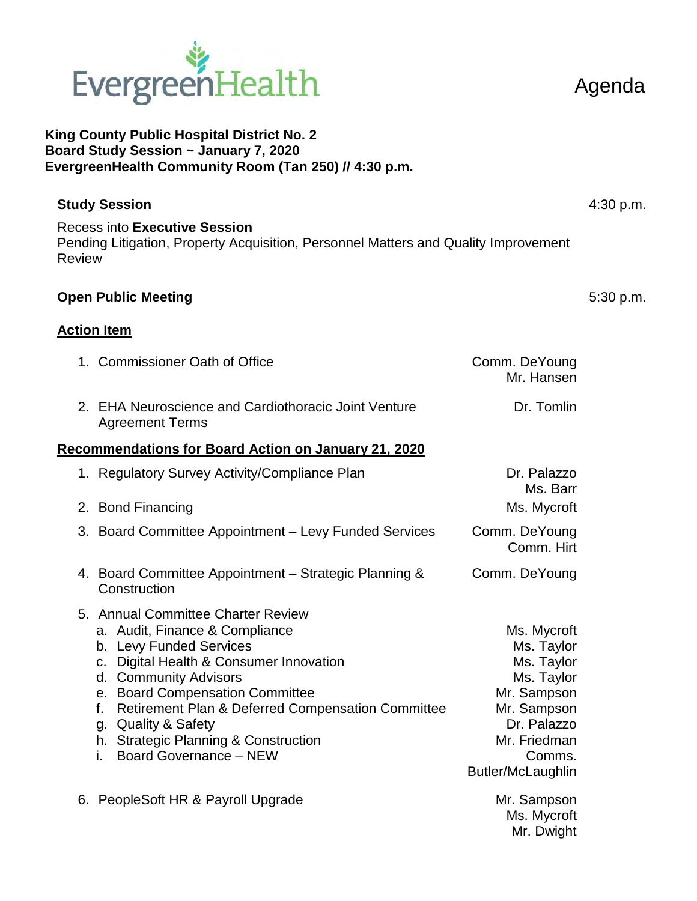EvergreenHealth

Agenda

**King County Public Hospital District No. 2**
**Board Study Session ~ January 7, 2020**
**EvergreenHealth Community Room (Tan 250) // 4:30 p.m.**

**Study Session** 4:30 p.m.

Recess into **Executive Session**
Pending Litigation, Property Acquisition, Personnel Matters and Quality Improvement Review

**Open Public Meeting** 5:30 p.m.

**Action Item**

1. Commissioner Oath of Office — Comm. DeYoung, Mr. Hansen
2. EHA Neuroscience and Cardiothoracic Joint Venture Agreement Terms — Dr. Tomlin

**Recommendations for Board Action on January 21, 2020**

1. Regulatory Survey Activity/Compliance Plan — Dr. Palazzo, Ms. Barr
2. Bond Financing — Ms. Mycroft
3. Board Committee Appointment – Levy Funded Services — Comm. DeYoung, Comm. Hirt
4. Board Committee Appointment – Strategic Planning & Construction — Comm. DeYoung
5. Annual Committee Charter Review
   a. Audit, Finance & Compliance — Ms. Mycroft
   b. Levy Funded Services — Ms. Taylor
   c. Digital Health & Consumer Innovation — Ms. Taylor
   d. Community Advisors — Ms. Taylor
   e. Board Compensation Committee — Mr. Sampson
   f. Retirement Plan & Deferred Compensation Committee — Mr. Sampson
   g. Quality & Safety — Dr. Palazzo
   h. Strategic Planning & Construction — Mr. Friedman
   i. Board Governance – NEW — Comms. Butler/McLaughlin
6. PeopleSoft HR & Payroll Upgrade — Mr. Sampson, Ms. Mycroft, Mr. Dwight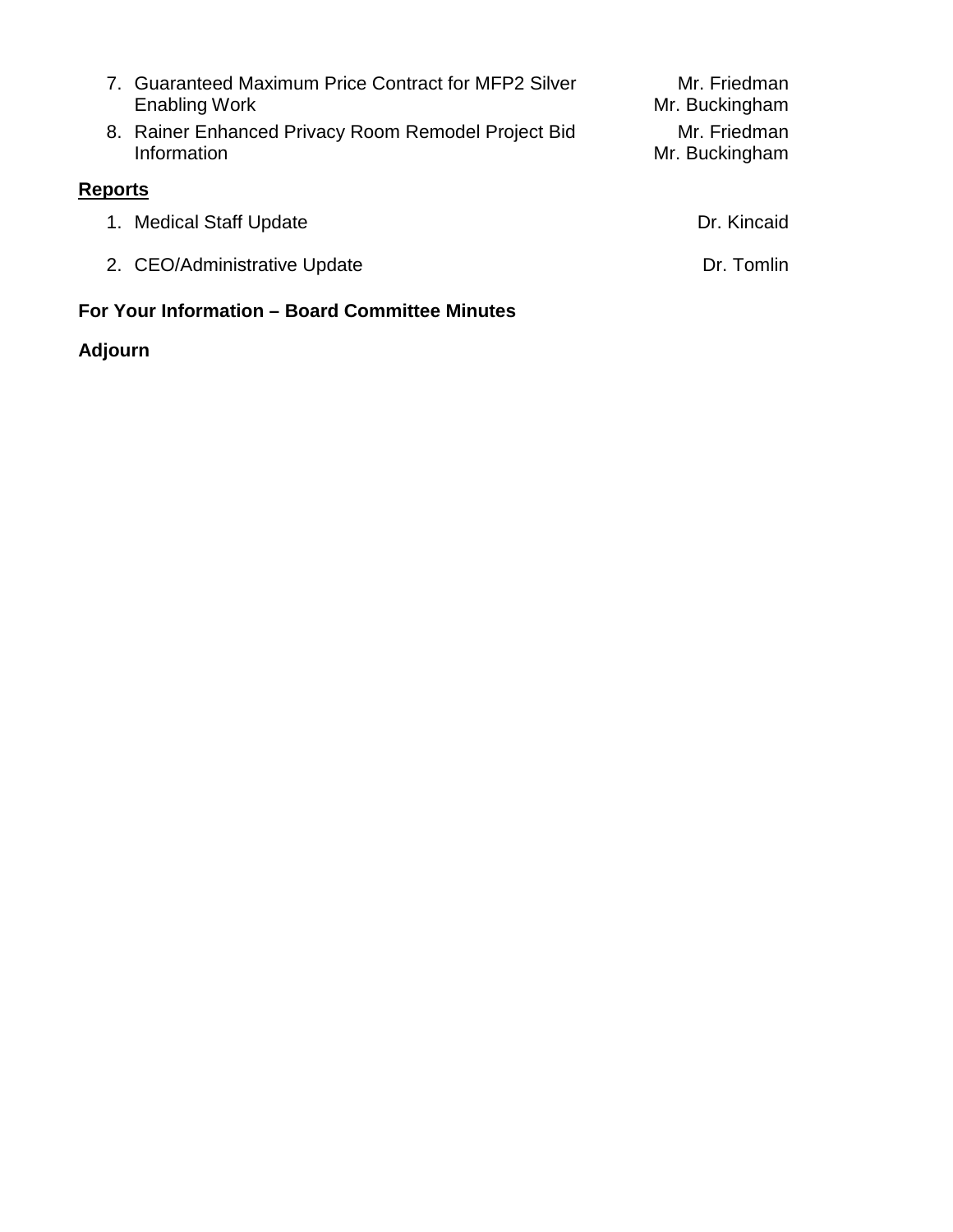7. Guaranteed Maximum Price Contract for MFP2 Silver Enabling Work — Mr. Friedman, Mr. Buckingham
8. Rainer Enhanced Privacy Room Remodel Project Bid Information — Mr. Friedman, Mr. Buckingham

**Reports**

1. Medical Staff Update — Dr. Kincaid
2. CEO/Administrative Update — Dr. Tomlin

**For Your Information – Board Committee Minutes**

**Adjourn**